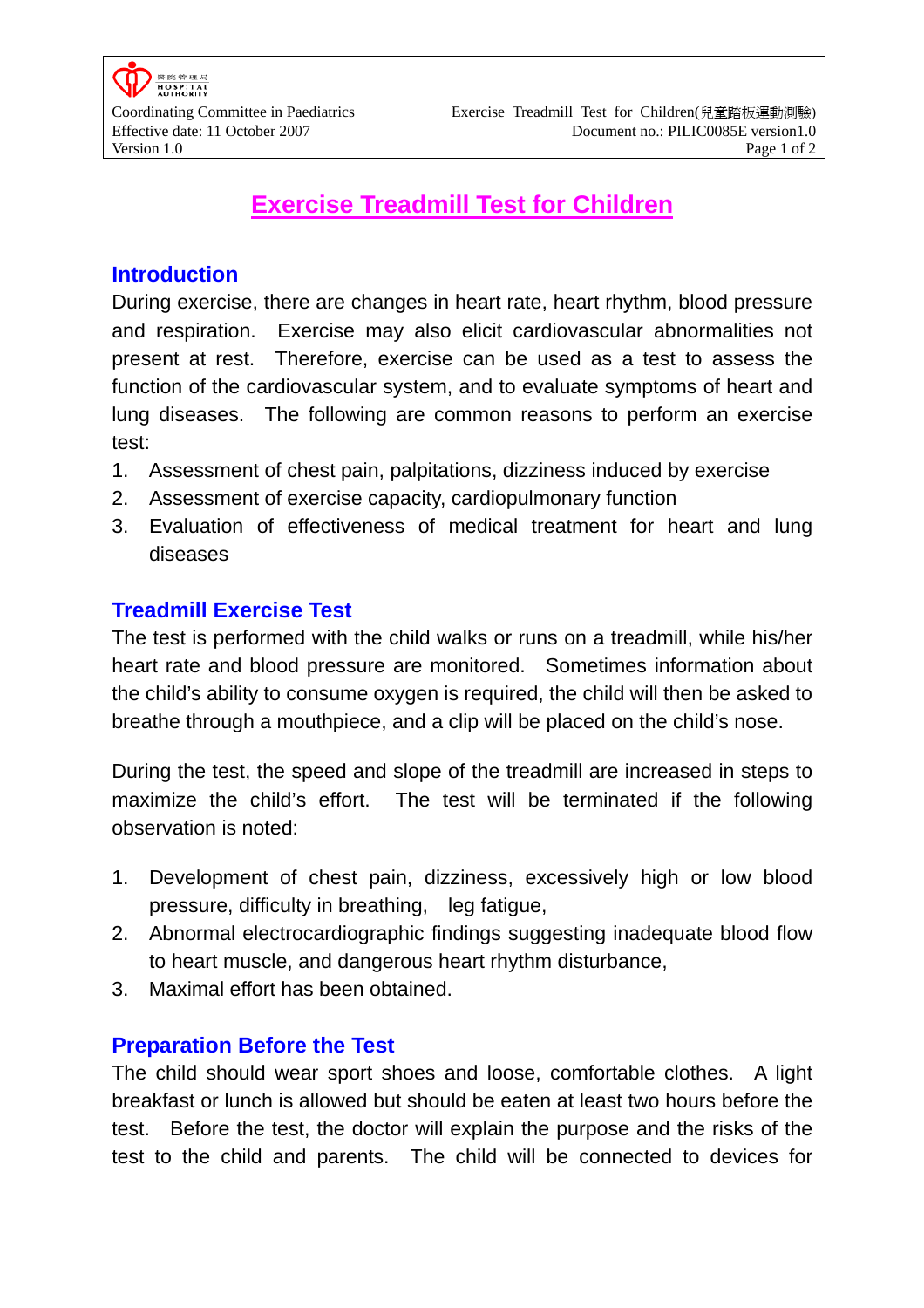# Exercise Treadmill Test for Children

## Introduction

During exercise, there are changes in heart rate, heart rhythm, blood pressure and respiration. Exercise may also elicit cardiovascular abnormalities not present at rest. Therefore, exercise can be used as a test to assess the function of the cardiovascular system, and to evaluate symptoms of heart and lung diseases. The following are common reasons to perform an exercise test:

1. Assessment of chest pain, palpitations, dizziness induced by exercise
2. Assessment of exercise capacity, cardiopulmonary function
3. Evaluation of effectiveness of medical treatment for heart and lung diseases

## Treadmill Exercise Test

The test is performed with the child walks or runs on a treadmill, while his/her heart rate and blood pressure are monitored. Sometimes information about the child's ability to consume oxygen is required, the child will then be asked to breathe through a mouthpiece, and a clip will be placed on the child's nose.

During the test, the speed and slope of the treadmill are increased in steps to maximize the child's effort. The test will be terminated if the following observation is noted:

1. Development of chest pain, dizziness, excessively high or low blood pressure, difficulty in breathing, leg fatigue,
2. Abnormal electrocardiographic findings suggesting inadequate blood flow to heart muscle, and dangerous heart rhythm disturbance,
3. Maximal effort has been obtained.

## Preparation Before the Test

The child should wear sport shoes and loose, comfortable clothes. A light breakfast or lunch is allowed but should be eaten at least two hours before the test. Before the test, the doctor will explain the purpose and the risks of the test to the child and parents. The child will be connected to devices for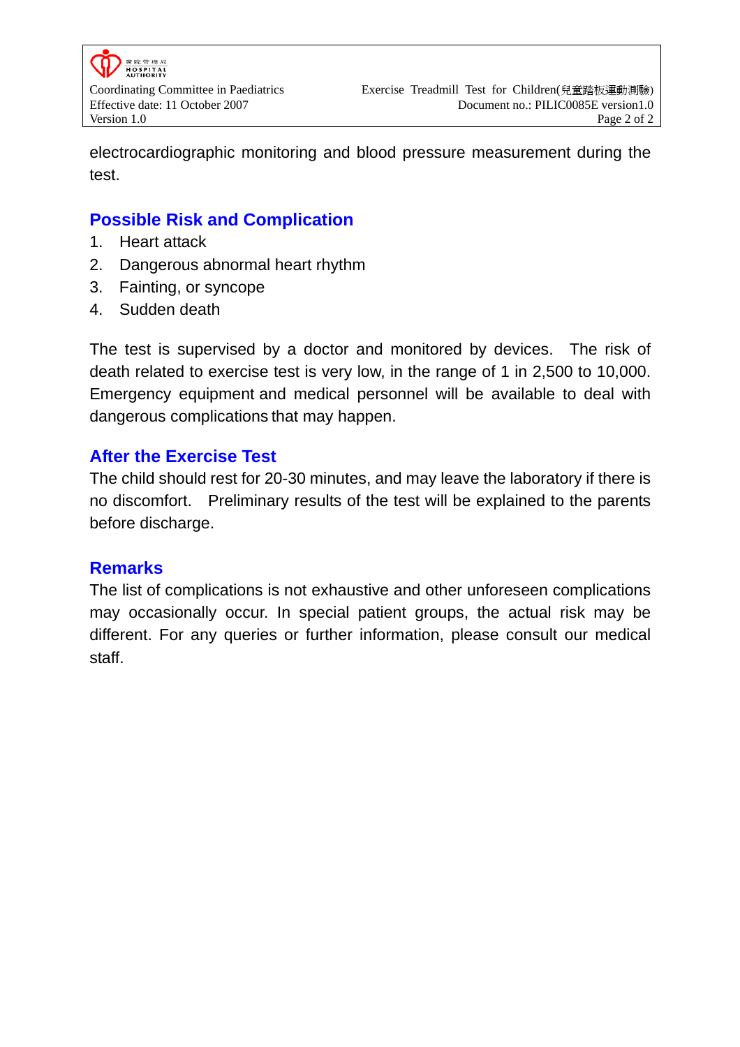electrocardiographic monitoring and blood pressure measurement during the test.

## Possible Risk and Complication

1. Heart attack
2. Dangerous abnormal heart rhythm
3. Fainting, or syncope
4. Sudden death

The test is supervised by a doctor and monitored by devices. The risk of death related to exercise test is very low, in the range of 1 in 2,500 to 10,000. Emergency equipment and medical personnel will be available to deal with dangerous complications that may happen.

## After the Exercise Test

The child should rest for 20-30 minutes, and may leave the laboratory if there is no discomfort. Preliminary results of the test will be explained to the parents before discharge.

## Remarks

The list of complications is not exhaustive and other unforeseen complications may occasionally occur. In special patient groups, the actual risk may be different. For any queries or further information, please consult our medical staff.